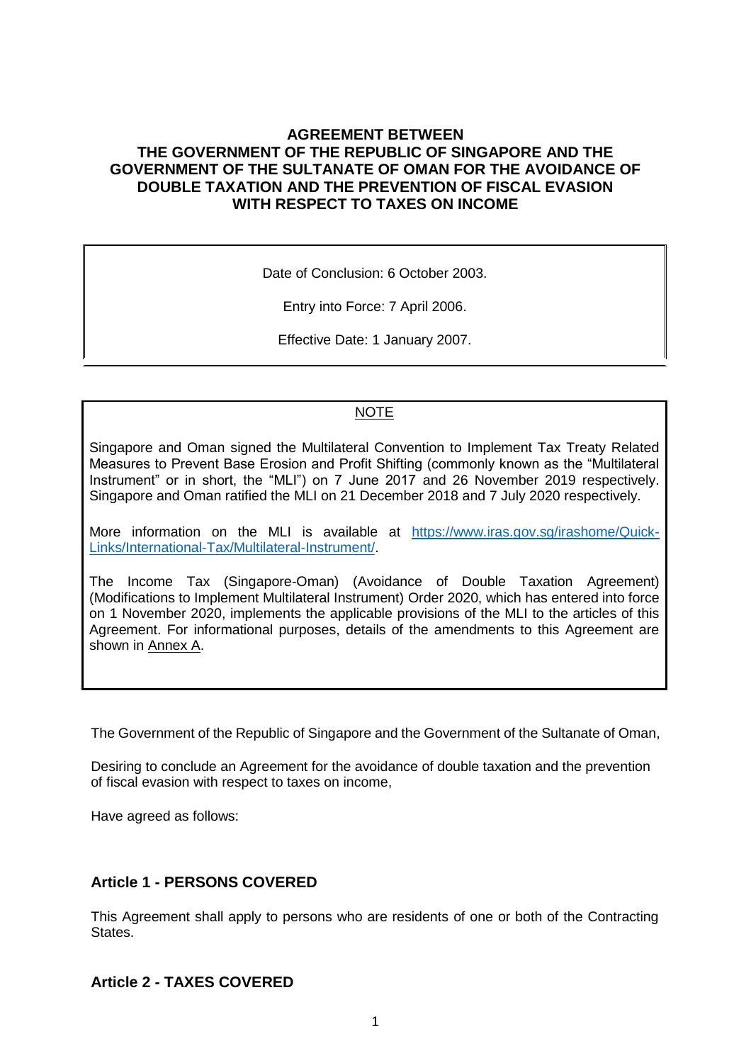# AGREEMENT BETWEEN THE GOVERNMENT OF THE REPUBLIC OF SINGAPORE AND THE GOVERNMENT OF THE SULTANATE OF OMAN FOR THE AVOIDANCE OF DOUBLE TAXATION AND THE PREVENTION OF FISCAL EVASION WITH RESPECT TO TAXES ON INCOME

Date of Conclusion: 6 October 2003.

Entry into Force: 7 April 2006.

Effective Date: 1 January 2007.

NOTE

Singapore and Oman signed the Multilateral Convention to Implement Tax Treaty Related Measures to Prevent Base Erosion and Profit Shifting (commonly known as the "Multilateral Instrument" or in short, the "MLI") on 7 June 2017 and 26 November 2019 respectively. Singapore and Oman ratified the MLI on 21 December 2018 and 7 July 2020 respectively.

More information on the MLI is available at [https://www.iras.gov.sg/irashome/Quick-Links/International-Tax/Multilateral-Instrument/](https://www.iras.gov.sg/irashome/Quick-Links/International-Tax/Multilateral-Instrument/).

The Income Tax (Singapore-Oman) (Avoidance of Double Taxation Agreement) (Modifications to Implement Multilateral Instrument) Order 2020, which has entered into force on 1 November 2020, implements the applicable provisions of the MLI to the articles of this Agreement. For informational purposes, details of the amendments to this Agreement are shown in Annex A.

The Government of the Republic of Singapore and the Government of the Sultanate of Oman,

Desiring to conclude an Agreement for the avoidance of double taxation and the prevention of fiscal evasion with respect to taxes on income,

Have agreed as follows:

## Article 1 - PERSONS COVERED

This Agreement shall apply to persons who are residents of one or both of the Contracting States.

## Article 2 - TAXES COVERED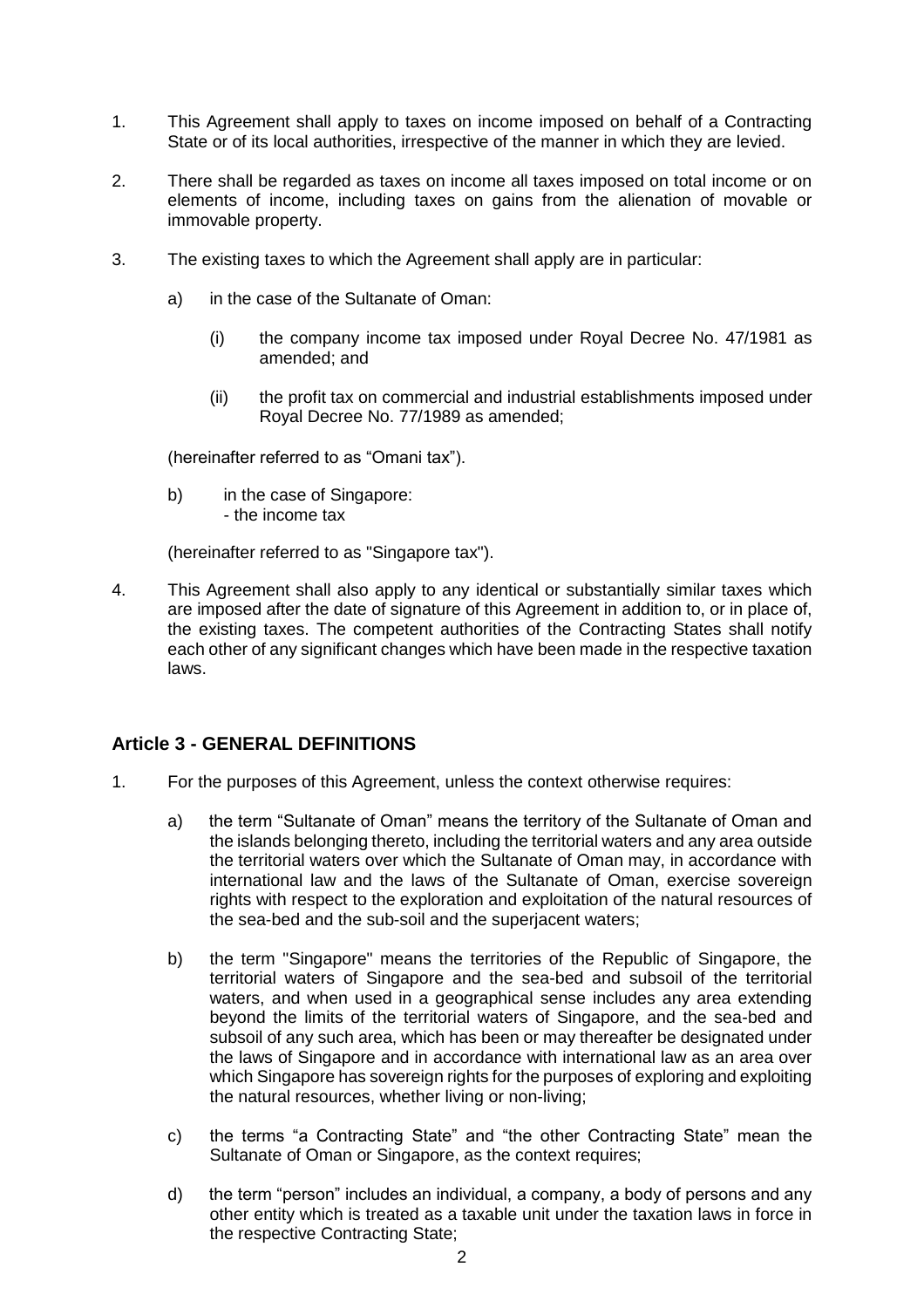1. This Agreement shall apply to taxes on income imposed on behalf of a Contracting State or of its local authorities, irrespective of the manner in which they are levied.

2. There shall be regarded as taxes on income all taxes imposed on total income or on elements of income, including taxes on gains from the alienation of movable or immovable property.

3. The existing taxes to which the Agreement shall apply are in particular:

   a) in the case of the Sultanate of Oman:

      (i) the company income tax imposed under Royal Decree No. 47/1981 as amended; and

      (ii) the profit tax on commercial and industrial establishments imposed under Royal Decree No. 77/1989 as amended;

   (hereinafter referred to as "Omani tax").

   b) in the case of Singapore:
      - the income tax

   (hereinafter referred to as "Singapore tax").

4. This Agreement shall also apply to any identical or substantially similar taxes which are imposed after the date of signature of this Agreement in addition to, or in place of, the existing taxes. The competent authorities of the Contracting States shall notify each other of any significant changes which have been made in the respective taxation laws.

## Article 3 - GENERAL DEFINITIONS

1. For the purposes of this Agreement, unless the context otherwise requires:

   a) the term "Sultanate of Oman" means the territory of the Sultanate of Oman and the islands belonging thereto, including the territorial waters and any area outside the territorial waters over which the Sultanate of Oman may, in accordance with international law and the laws of the Sultanate of Oman, exercise sovereign rights with respect to the exploration and exploitation of the natural resources of the sea-bed and the sub-soil and the superjacent waters;

   b) the term "Singapore" means the territories of the Republic of Singapore, the territorial waters of Singapore and the sea-bed and subsoil of the territorial waters, and when used in a geographical sense includes any area extending beyond the limits of the territorial waters of Singapore, and the sea-bed and subsoil of any such area, which has been or may thereafter be designated under the laws of Singapore and in accordance with international law as an area over which Singapore has sovereign rights for the purposes of exploring and exploiting the natural resources, whether living or non-living;

   c) the terms "a Contracting State" and "the other Contracting State" mean the Sultanate of Oman or Singapore, as the context requires;

   d) the term "person" includes an individual, a company, a body of persons and any other entity which is treated as a taxable unit under the taxation laws in force in the respective Contracting State;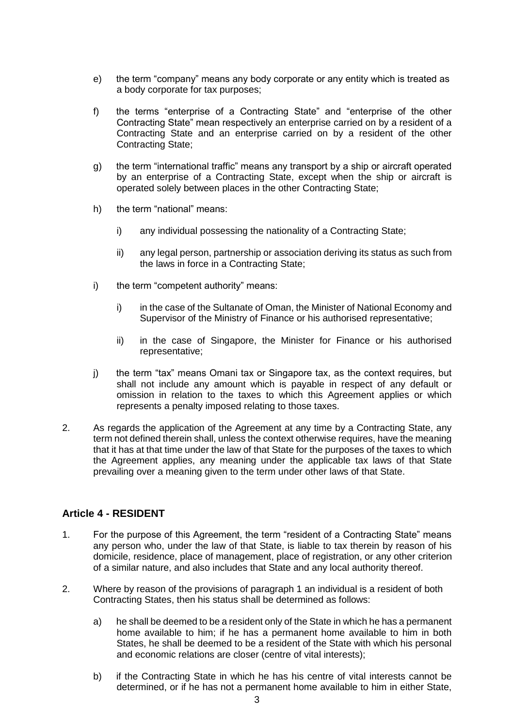e) the term “company” means any body corporate or any entity which is treated as a body corporate for tax purposes;

f) the terms “enterprise of a Contracting State” and “enterprise of the other Contracting State” mean respectively an enterprise carried on by a resident of a Contracting State and an enterprise carried on by a resident of the other Contracting State;

g) the term “international traffic” means any transport by a ship or aircraft operated by an enterprise of a Contracting State, except when the ship or aircraft is operated solely between places in the other Contracting State;

h) the term “national” means:

   i) any individual possessing the nationality of a Contracting State;

   ii) any legal person, partnership or association deriving its status as such from the laws in force in a Contracting State;

i) the term “competent authority” means:

   i) in the case of the Sultanate of Oman, the Minister of National Economy and Supervisor of the Ministry of Finance or his authorised representative;

   ii) in the case of Singapore, the Minister for Finance or his authorised representative;

j) the term “tax” means Omani tax or Singapore tax, as the context requires, but shall not include any amount which is payable in respect of any default or omission in relation to the taxes to which this Agreement applies or which represents a penalty imposed relating to those taxes.

2. As regards the application of the Agreement at any time by a Contracting State, any term not defined therein shall, unless the context otherwise requires, have the meaning that it has at that time under the law of that State for the purposes of the taxes to which the Agreement applies, any meaning under the applicable tax laws of that State prevailing over a meaning given to the term under other laws of that State.

## Article 4 - RESIDENT

1. For the purpose of this Agreement, the term “resident of a Contracting State” means any person who, under the law of that State, is liable to tax therein by reason of his domicile, residence, place of management, place of registration, or any other criterion of a similar nature, and also includes that State and any local authority thereof.

2. Where by reason of the provisions of paragraph 1 an individual is a resident of both Contracting States, then his status shall be determined as follows:

   a) he shall be deemed to be a resident only of the State in which he has a permanent home available to him; if he has a permanent home available to him in both States, he shall be deemed to be a resident of the State with which his personal and economic relations are closer (centre of vital interests);

   b) if the Contracting State in which he has his centre of vital interests cannot be determined, or if he has not a permanent home available to him in either State,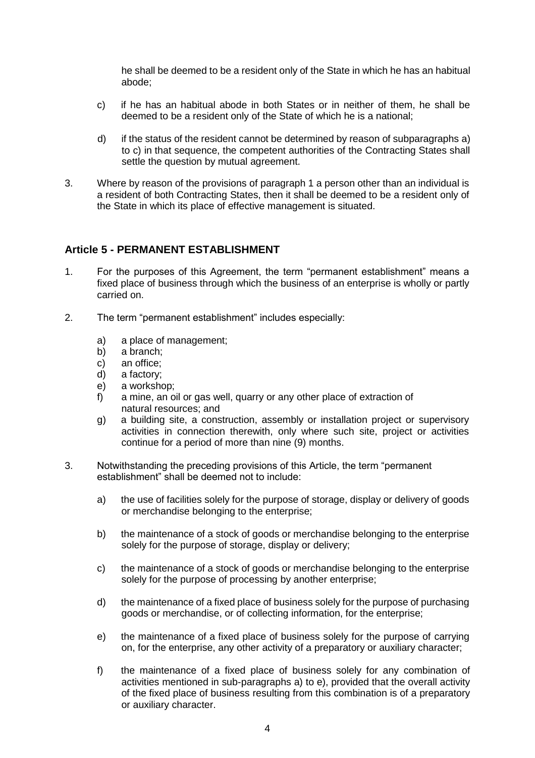he shall be deemed to be a resident only of the State in which he has an habitual abode;

c) if he has an habitual abode in both States or in neither of them, he shall be deemed to be a resident only of the State of which he is a national;

d) if the status of the resident cannot be determined by reason of subparagraphs a) to c) in that sequence, the competent authorities of the Contracting States shall settle the question by mutual agreement.

3. Where by reason of the provisions of paragraph 1 a person other than an individual is a resident of both Contracting States, then it shall be deemed to be a resident only of the State in which its place of effective management is situated.

## Article 5 - PERMANENT ESTABLISHMENT

1. For the purposes of this Agreement, the term "permanent establishment" means a fixed place of business through which the business of an enterprise is wholly or partly carried on.

2. The term "permanent establishment" includes especially:

   a) a place of management;
   b) a branch;
   c) an office;
   d) a factory;
   e) a workshop;
   f) a mine, an oil or gas well, quarry or any other place of extraction of natural resources; and
   g) a building site, a construction, assembly or installation project or supervisory activities in connection therewith, only where such site, project or activities continue for a period of more than nine (9) months.

3. Notwithstanding the preceding provisions of this Article, the term "permanent establishment" shall be deemed not to include:

   a) the use of facilities solely for the purpose of storage, display or delivery of goods or merchandise belonging to the enterprise;

   b) the maintenance of a stock of goods or merchandise belonging to the enterprise solely for the purpose of storage, display or delivery;

   c) the maintenance of a stock of goods or merchandise belonging to the enterprise solely for the purpose of processing by another enterprise;

   d) the maintenance of a fixed place of business solely for the purpose of purchasing goods or merchandise, or of collecting information, for the enterprise;

   e) the maintenance of a fixed place of business solely for the purpose of carrying on, for the enterprise, any other activity of a preparatory or auxiliary character;

   f) the maintenance of a fixed place of business solely for any combination of activities mentioned in sub-paragraphs a) to e), provided that the overall activity of the fixed place of business resulting from this combination is of a preparatory or auxiliary character.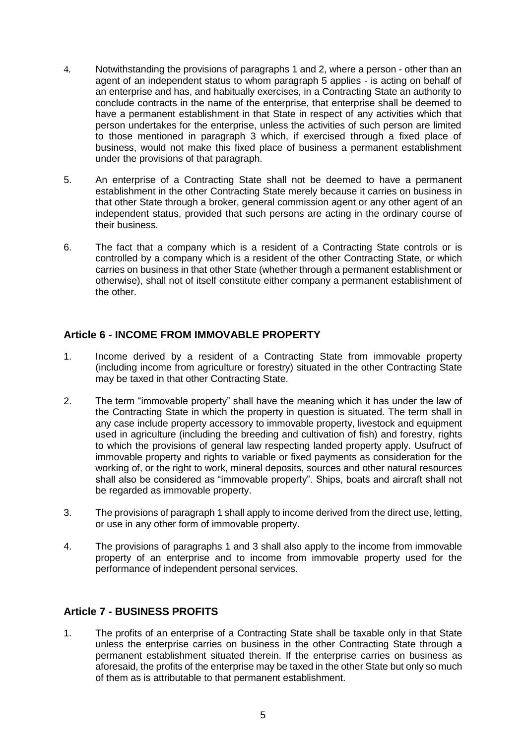4. Notwithstanding the provisions of paragraphs 1 and 2, where a person - other than an agent of an independent status to whom paragraph 5 applies - is acting on behalf of an enterprise and has, and habitually exercises, in a Contracting State an authority to conclude contracts in the name of the enterprise, that enterprise shall be deemed to have a permanent establishment in that State in respect of any activities which that person undertakes for the enterprise, unless the activities of such person are limited to those mentioned in paragraph 3 which, if exercised through a fixed place of business, would not make this fixed place of business a permanent establishment under the provisions of that paragraph.

5. An enterprise of a Contracting State shall not be deemed to have a permanent establishment in the other Contracting State merely because it carries on business in that other State through a broker, general commission agent or any other agent of an independent status, provided that such persons are acting in the ordinary course of their business.

6. The fact that a company which is a resident of a Contracting State controls or is controlled by a company which is a resident of the other Contracting State, or which carries on business in that other State (whether through a permanent establishment or otherwise), shall not of itself constitute either company a permanent establishment of the other.

## Article 6 - INCOME FROM IMMOVABLE PROPERTY

1. Income derived by a resident of a Contracting State from immovable property (including income from agriculture or forestry) situated in the other Contracting State may be taxed in that other Contracting State.

2. The term "immovable property" shall have the meaning which it has under the law of the Contracting State in which the property in question is situated. The term shall in any case include property accessory to immovable property, livestock and equipment used in agriculture (including the breeding and cultivation of fish) and forestry, rights to which the provisions of general law respecting landed property apply. Usufruct of immovable property and rights to variable or fixed payments as consideration for the working of, or the right to work, mineral deposits, sources and other natural resources shall also be considered as "immovable property". Ships, boats and aircraft shall not be regarded as immovable property.

3. The provisions of paragraph 1 shall apply to income derived from the direct use, letting, or use in any other form of immovable property.

4. The provisions of paragraphs 1 and 3 shall also apply to the income from immovable property of an enterprise and to income from immovable property used for the performance of independent personal services.

## Article 7 - BUSINESS PROFITS

1. The profits of an enterprise of a Contracting State shall be taxable only in that State unless the enterprise carries on business in the other Contracting State through a permanent establishment situated therein. If the enterprise carries on business as aforesaid, the profits of the enterprise may be taxed in the other State but only so much of them as is attributable to that permanent establishment.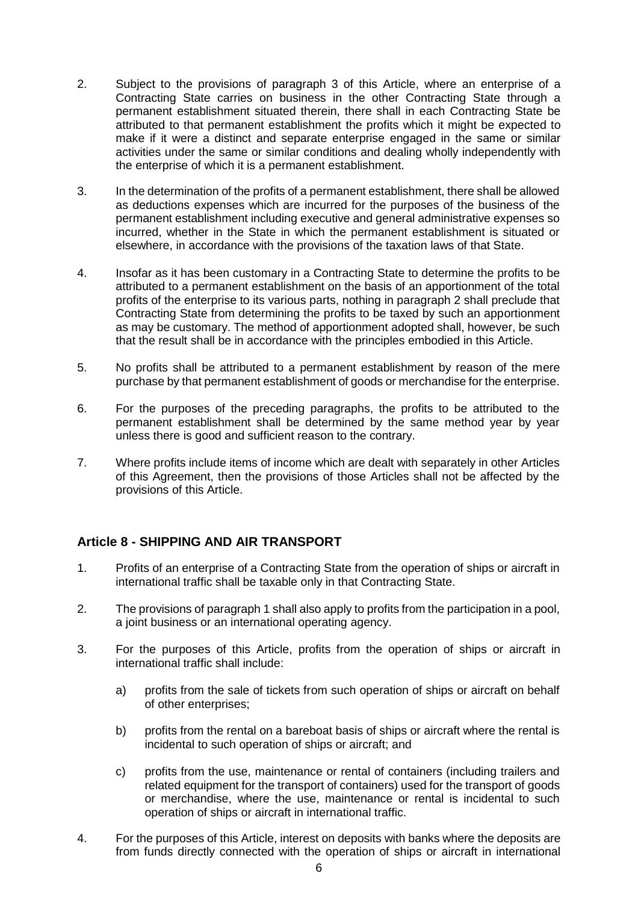2. Subject to the provisions of paragraph 3 of this Article, where an enterprise of a Contracting State carries on business in the other Contracting State through a permanent establishment situated therein, there shall in each Contracting State be attributed to that permanent establishment the profits which it might be expected to make if it were a distinct and separate enterprise engaged in the same or similar activities under the same or similar conditions and dealing wholly independently with the enterprise of which it is a permanent establishment.

3. In the determination of the profits of a permanent establishment, there shall be allowed as deductions expenses which are incurred for the purposes of the business of the permanent establishment including executive and general administrative expenses so incurred, whether in the State in which the permanent establishment is situated or elsewhere, in accordance with the provisions of the taxation laws of that State.

4. Insofar as it has been customary in a Contracting State to determine the profits to be attributed to a permanent establishment on the basis of an apportionment of the total profits of the enterprise to its various parts, nothing in paragraph 2 shall preclude that Contracting State from determining the profits to be taxed by such an apportionment as may be customary. The method of apportionment adopted shall, however, be such that the result shall be in accordance with the principles embodied in this Article.

5. No profits shall be attributed to a permanent establishment by reason of the mere purchase by that permanent establishment of goods or merchandise for the enterprise.

6. For the purposes of the preceding paragraphs, the profits to be attributed to the permanent establishment shall be determined by the same method year by year unless there is good and sufficient reason to the contrary.

7. Where profits include items of income which are dealt with separately in other Articles of this Agreement, then the provisions of those Articles shall not be affected by the provisions of this Article.

## Article 8 - SHIPPING AND AIR TRANSPORT

1. Profits of an enterprise of a Contracting State from the operation of ships or aircraft in international traffic shall be taxable only in that Contracting State.

2. The provisions of paragraph 1 shall also apply to profits from the participation in a pool, a joint business or an international operating agency.

3. For the purposes of this Article, profits from the operation of ships or aircraft in international traffic shall include:

   a) profits from the sale of tickets from such operation of ships or aircraft on behalf of other enterprises;

   b) profits from the rental on a bareboat basis of ships or aircraft where the rental is incidental to such operation of ships or aircraft; and

   c) profits from the use, maintenance or rental of containers (including trailers and related equipment for the transport of containers) used for the transport of goods or merchandise, where the use, maintenance or rental is incidental to such operation of ships or aircraft in international traffic.

4. For the purposes of this Article, interest on deposits with banks where the deposits are from funds directly connected with the operation of ships or aircraft in international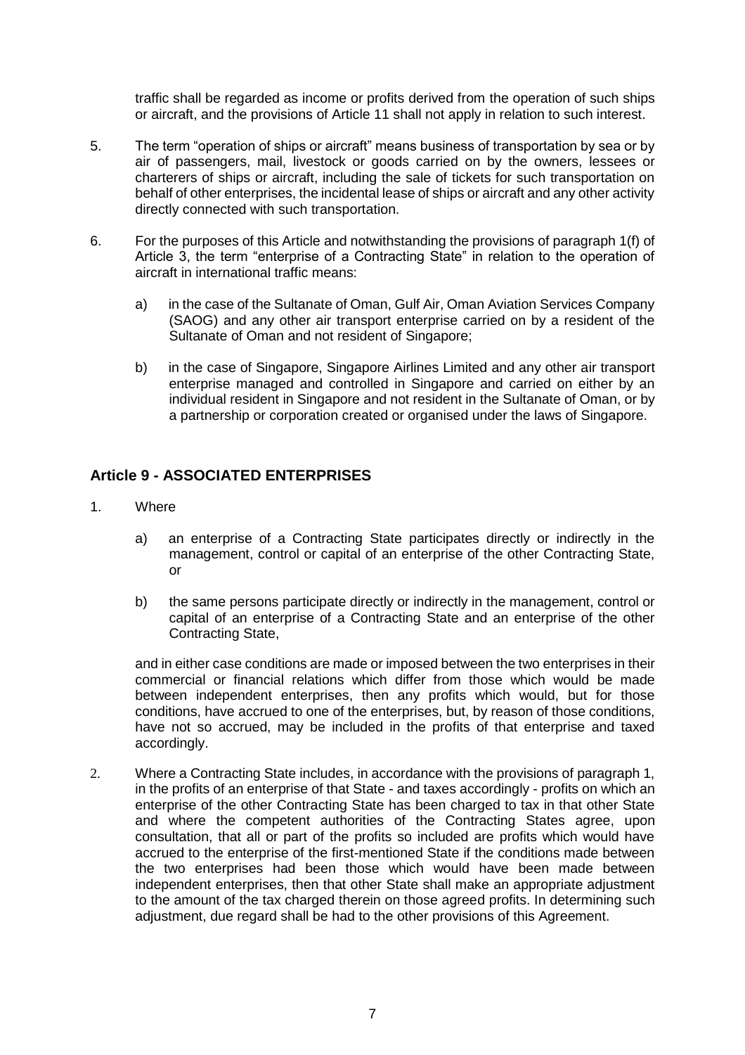traffic shall be regarded as income or profits derived from the operation of such ships or aircraft, and the provisions of Article 11 shall not apply in relation to such interest.

5. The term "operation of ships or aircraft" means business of transportation by sea or by air of passengers, mail, livestock or goods carried on by the owners, lessees or charterers of ships or aircraft, including the sale of tickets for such transportation on behalf of other enterprises, the incidental lease of ships or aircraft and any other activity directly connected with such transportation.

6. For the purposes of this Article and notwithstanding the provisions of paragraph 1(f) of Article 3, the term "enterprise of a Contracting State" in relation to the operation of aircraft in international traffic means:

   a) in the case of the Sultanate of Oman, Gulf Air, Oman Aviation Services Company (SAOG) and any other air transport enterprise carried on by a resident of the Sultanate of Oman and not resident of Singapore;

   b) in the case of Singapore, Singapore Airlines Limited and any other air transport enterprise managed and controlled in Singapore and carried on either by an individual resident in Singapore and not resident in the Sultanate of Oman, or by a partnership or corporation created or organised under the laws of Singapore.

## Article 9 - ASSOCIATED ENTERPRISES

1. Where

   a) an enterprise of a Contracting State participates directly or indirectly in the management, control or capital of an enterprise of the other Contracting State, or

   b) the same persons participate directly or indirectly in the management, control or capital of an enterprise of a Contracting State and an enterprise of the other Contracting State,

   and in either case conditions are made or imposed between the two enterprises in their commercial or financial relations which differ from those which would be made between independent enterprises, then any profits which would, but for those conditions, have accrued to one of the enterprises, but, by reason of those conditions, have not so accrued, may be included in the profits of that enterprise and taxed accordingly.

2. Where a Contracting State includes, in accordance with the provisions of paragraph 1, in the profits of an enterprise of that State - and taxes accordingly - profits on which an enterprise of the other Contracting State has been charged to tax in that other State and where the competent authorities of the Contracting States agree, upon consultation, that all or part of the profits so included are profits which would have accrued to the enterprise of the first-mentioned State if the conditions made between the two enterprises had been those which would have been made between independent enterprises, then that other State shall make an appropriate adjustment to the amount of the tax charged therein on those agreed profits. In determining such adjustment, due regard shall be had to the other provisions of this Agreement.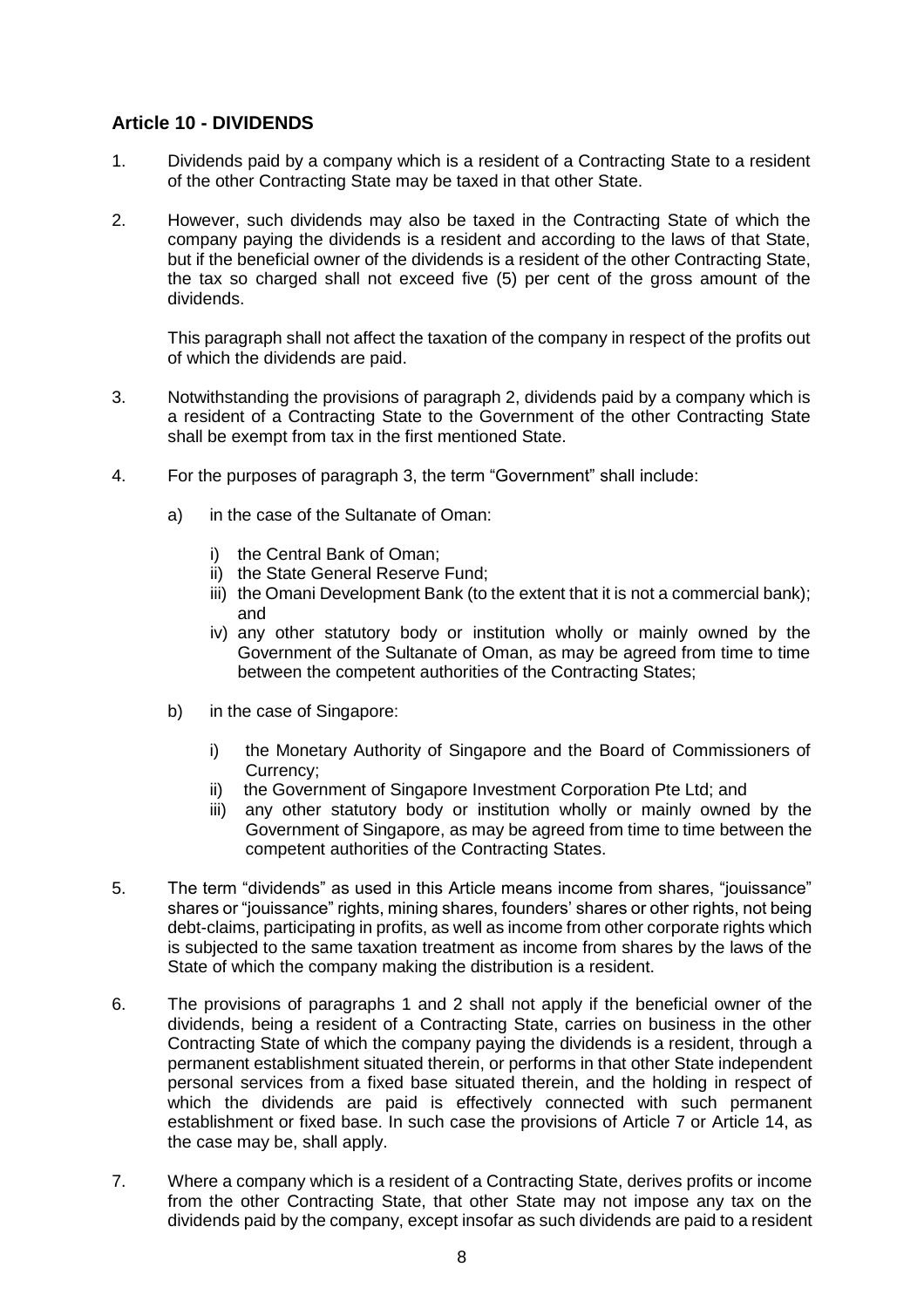## Article 10 - DIVIDENDS

1. Dividends paid by a company which is a resident of a Contracting State to a resident of the other Contracting State may be taxed in that other State.

2. However, such dividends may also be taxed in the Contracting State of which the company paying the dividends is a resident and according to the laws of that State, but if the beneficial owner of the dividends is a resident of the other Contracting State, the tax so charged shall not exceed five (5) per cent of the gross amount of the dividends.

   This paragraph shall not affect the taxation of the company in respect of the profits out of which the dividends are paid.

3. Notwithstanding the provisions of paragraph 2, dividends paid by a company which is a resident of a Contracting State to the Government of the other Contracting State shall be exempt from tax in the first mentioned State.

4. For the purposes of paragraph 3, the term "Government" shall include:

   a) in the case of the Sultanate of Oman:

      i) the Central Bank of Oman;
      ii) the State General Reserve Fund;
      iii) the Omani Development Bank (to the extent that it is not a commercial bank); and
      iv) any other statutory body or institution wholly or mainly owned by the Government of the Sultanate of Oman, as may be agreed from time to time between the competent authorities of the Contracting States;

   b) in the case of Singapore:

      i) the Monetary Authority of Singapore and the Board of Commissioners of Currency;
      ii) the Government of Singapore Investment Corporation Pte Ltd; and
      iii) any other statutory body or institution wholly or mainly owned by the Government of Singapore, as may be agreed from time to time between the competent authorities of the Contracting States.

5. The term "dividends" as used in this Article means income from shares, "jouissance" shares or "jouissance" rights, mining shares, founders' shares or other rights, not being debt-claims, participating in profits, as well as income from other corporate rights which is subjected to the same taxation treatment as income from shares by the laws of the State of which the company making the distribution is a resident.

6. The provisions of paragraphs 1 and 2 shall not apply if the beneficial owner of the dividends, being a resident of a Contracting State, carries on business in the other Contracting State of which the company paying the dividends is a resident, through a permanent establishment situated therein, or performs in that other State independent personal services from a fixed base situated therein, and the holding in respect of which the dividends are paid is effectively connected with such permanent establishment or fixed base. In such case the provisions of Article 7 or Article 14, as the case may be, shall apply.

7. Where a company which is a resident of a Contracting State, derives profits or income from the other Contracting State, that other State may not impose any tax on the dividends paid by the company, except insofar as such dividends are paid to a resident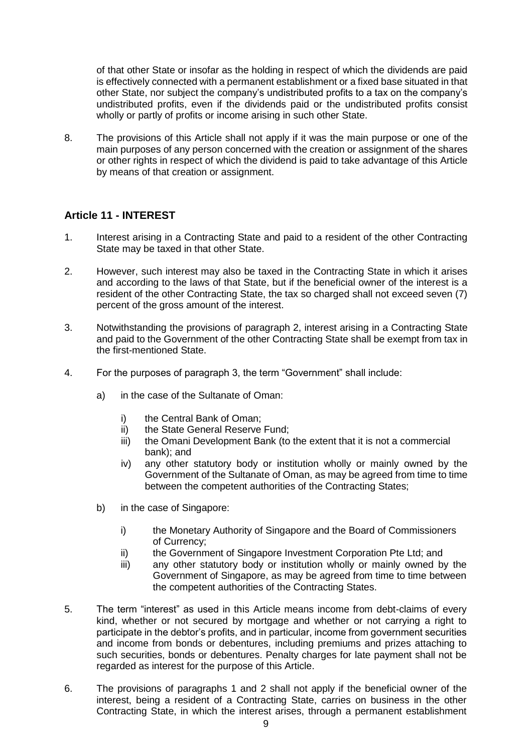of that other State or insofar as the holding in respect of which the dividends are paid is effectively connected with a permanent establishment or a fixed base situated in that other State, nor subject the company's undistributed profits to a tax on the company's undistributed profits, even if the dividends paid or the undistributed profits consist wholly or partly of profits or income arising in such other State.

8. The provisions of this Article shall not apply if it was the main purpose or one of the main purposes of any person concerned with the creation or assignment of the shares or other rights in respect of which the dividend is paid to take advantage of this Article by means of that creation or assignment.

## Article 11 - INTEREST

1. Interest arising in a Contracting State and paid to a resident of the other Contracting State may be taxed in that other State.

2. However, such interest may also be taxed in the Contracting State in which it arises and according to the laws of that State, but if the beneficial owner of the interest is a resident of the other Contracting State, the tax so charged shall not exceed seven (7) percent of the gross amount of the interest.

3. Notwithstanding the provisions of paragraph 2, interest arising in a Contracting State and paid to the Government of the other Contracting State shall be exempt from tax in the first-mentioned State.

4. For the purposes of paragraph 3, the term "Government" shall include:

   a) in the case of the Sultanate of Oman:

      i) the Central Bank of Oman;
      ii) the State General Reserve Fund;
      iii) the Omani Development Bank (to the extent that it is not a commercial bank); and
      iv) any other statutory body or institution wholly or mainly owned by the Government of the Sultanate of Oman, as may be agreed from time to time between the competent authorities of the Contracting States;

   b) in the case of Singapore:

      i) the Monetary Authority of Singapore and the Board of Commissioners of Currency;
      ii) the Government of Singapore Investment Corporation Pte Ltd; and
      iii) any other statutory body or institution wholly or mainly owned by the Government of Singapore, as may be agreed from time to time between the competent authorities of the Contracting States.

5. The term "interest" as used in this Article means income from debt-claims of every kind, whether or not secured by mortgage and whether or not carrying a right to participate in the debtor's profits, and in particular, income from government securities and income from bonds or debentures, including premiums and prizes attaching to such securities, bonds or debentures. Penalty charges for late payment shall not be regarded as interest for the purpose of this Article.

6. The provisions of paragraphs 1 and 2 shall not apply if the beneficial owner of the interest, being a resident of a Contracting State, carries on business in the other Contracting State, in which the interest arises, through a permanent establishment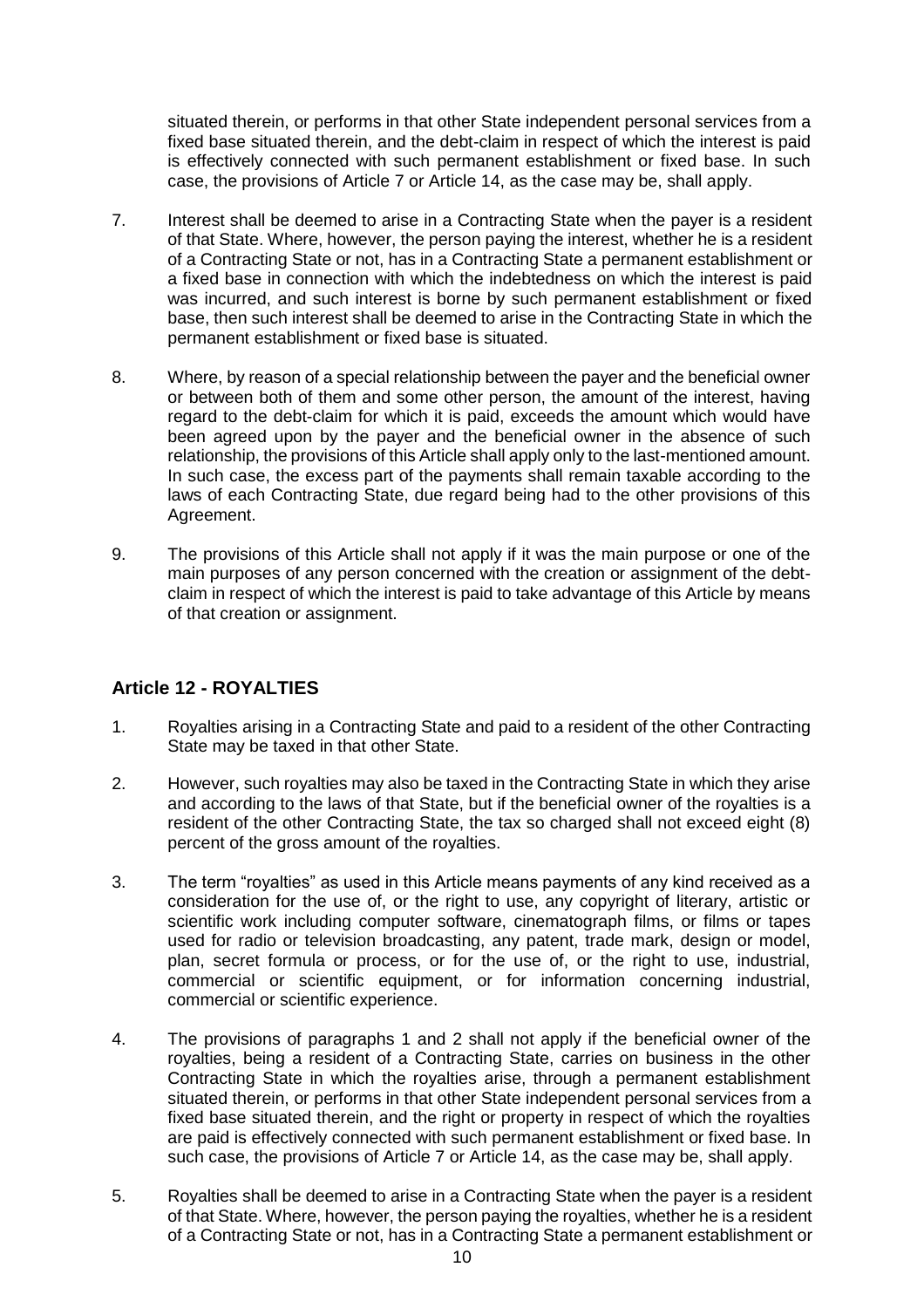situated therein, or performs in that other State independent personal services from a fixed base situated therein, and the debt-claim in respect of which the interest is paid is effectively connected with such permanent establishment or fixed base. In such case, the provisions of Article 7 or Article 14, as the case may be, shall apply.

7. Interest shall be deemed to arise in a Contracting State when the payer is a resident of that State. Where, however, the person paying the interest, whether he is a resident of a Contracting State or not, has in a Contracting State a permanent establishment or a fixed base in connection with which the indebtedness on which the interest is paid was incurred, and such interest is borne by such permanent establishment or fixed base, then such interest shall be deemed to arise in the Contracting State in which the permanent establishment or fixed base is situated.

8. Where, by reason of a special relationship between the payer and the beneficial owner or between both of them and some other person, the amount of the interest, having regard to the debt-claim for which it is paid, exceeds the amount which would have been agreed upon by the payer and the beneficial owner in the absence of such relationship, the provisions of this Article shall apply only to the last-mentioned amount. In such case, the excess part of the payments shall remain taxable according to the laws of each Contracting State, due regard being had to the other provisions of this Agreement.

9. The provisions of this Article shall not apply if it was the main purpose or one of the main purposes of any person concerned with the creation or assignment of the debt-claim in respect of which the interest is paid to take advantage of this Article by means of that creation or assignment.

## Article 12 - ROYALTIES

1. Royalties arising in a Contracting State and paid to a resident of the other Contracting State may be taxed in that other State.

2. However, such royalties may also be taxed in the Contracting State in which they arise and according to the laws of that State, but if the beneficial owner of the royalties is a resident of the other Contracting State, the tax so charged shall not exceed eight (8) percent of the gross amount of the royalties.

3. The term "royalties" as used in this Article means payments of any kind received as a consideration for the use of, or the right to use, any copyright of literary, artistic or scientific work including computer software, cinematograph films, or films or tapes used for radio or television broadcasting, any patent, trade mark, design or model, plan, secret formula or process, or for the use of, or the right to use, industrial, commercial or scientific equipment, or for information concerning industrial, commercial or scientific experience.

4. The provisions of paragraphs 1 and 2 shall not apply if the beneficial owner of the royalties, being a resident of a Contracting State, carries on business in the other Contracting State in which the royalties arise, through a permanent establishment situated therein, or performs in that other State independent personal services from a fixed base situated therein, and the right or property in respect of which the royalties are paid is effectively connected with such permanent establishment or fixed base. In such case, the provisions of Article 7 or Article 14, as the case may be, shall apply.

5. Royalties shall be deemed to arise in a Contracting State when the payer is a resident of that State. Where, however, the person paying the royalties, whether he is a resident of a Contracting State or not, has in a Contracting State a permanent establishment or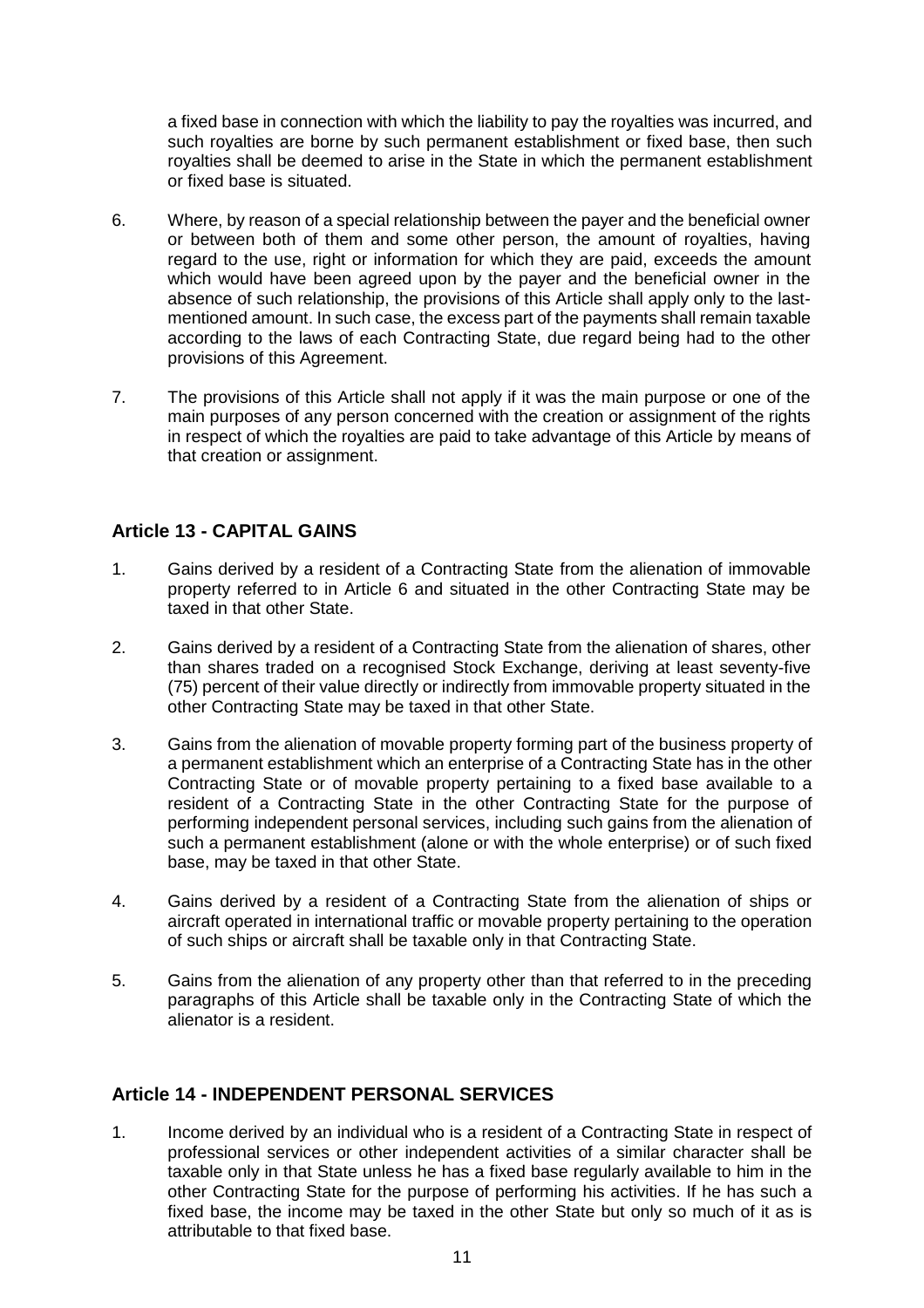a fixed base in connection with which the liability to pay the royalties was incurred, and such royalties are borne by such permanent establishment or fixed base, then such royalties shall be deemed to arise in the State in which the permanent establishment or fixed base is situated.

6. Where, by reason of a special relationship between the payer and the beneficial owner or between both of them and some other person, the amount of royalties, having regard to the use, right or information for which they are paid, exceeds the amount which would have been agreed upon by the payer and the beneficial owner in the absence of such relationship, the provisions of this Article shall apply only to the last-mentioned amount. In such case, the excess part of the payments shall remain taxable according to the laws of each Contracting State, due regard being had to the other provisions of this Agreement.

7. The provisions of this Article shall not apply if it was the main purpose or one of the main purposes of any person concerned with the creation or assignment of the rights in respect of which the royalties are paid to take advantage of this Article by means of that creation or assignment.

## Article 13 - CAPITAL GAINS

1. Gains derived by a resident of a Contracting State from the alienation of immovable property referred to in Article 6 and situated in the other Contracting State may be taxed in that other State.

2. Gains derived by a resident of a Contracting State from the alienation of shares, other than shares traded on a recognised Stock Exchange, deriving at least seventy-five (75) percent of their value directly or indirectly from immovable property situated in the other Contracting State may be taxed in that other State.

3. Gains from the alienation of movable property forming part of the business property of a permanent establishment which an enterprise of a Contracting State has in the other Contracting State or of movable property pertaining to a fixed base available to a resident of a Contracting State in the other Contracting State for the purpose of performing independent personal services, including such gains from the alienation of such a permanent establishment (alone or with the whole enterprise) or of such fixed base, may be taxed in that other State.

4. Gains derived by a resident of a Contracting State from the alienation of ships or aircraft operated in international traffic or movable property pertaining to the operation of such ships or aircraft shall be taxable only in that Contracting State.

5. Gains from the alienation of any property other than that referred to in the preceding paragraphs of this Article shall be taxable only in the Contracting State of which the alienator is a resident.

## Article 14 - INDEPENDENT PERSONAL SERVICES

1. Income derived by an individual who is a resident of a Contracting State in respect of professional services or other independent activities of a similar character shall be taxable only in that State unless he has a fixed base regularly available to him in the other Contracting State for the purpose of performing his activities. If he has such a fixed base, the income may be taxed in the other State but only so much of it as is attributable to that fixed base.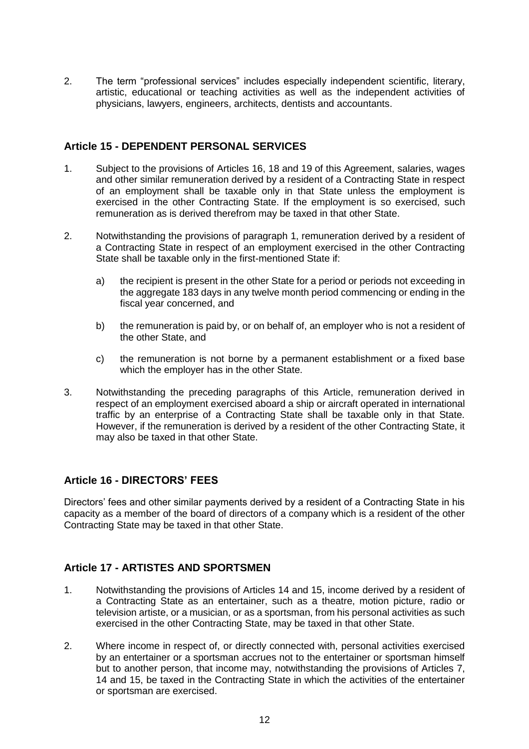2. The term "professional services" includes especially independent scientific, literary, artistic, educational or teaching activities as well as the independent activities of physicians, lawyers, engineers, architects, dentists and accountants.

## Article 15 - DEPENDENT PERSONAL SERVICES

1. Subject to the provisions of Articles 16, 18 and 19 of this Agreement, salaries, wages and other similar remuneration derived by a resident of a Contracting State in respect of an employment shall be taxable only in that State unless the employment is exercised in the other Contracting State. If the employment is so exercised, such remuneration as is derived therefrom may be taxed in that other State.

2. Notwithstanding the provisions of paragraph 1, remuneration derived by a resident of a Contracting State in respect of an employment exercised in the other Contracting State shall be taxable only in the first-mentioned State if:

   a) the recipient is present in the other State for a period or periods not exceeding in the aggregate 183 days in any twelve month period commencing or ending in the fiscal year concerned, and

   b) the remuneration is paid by, or on behalf of, an employer who is not a resident of the other State, and

   c) the remuneration is not borne by a permanent establishment or a fixed base which the employer has in the other State.

3. Notwithstanding the preceding paragraphs of this Article, remuneration derived in respect of an employment exercised aboard a ship or aircraft operated in international traffic by an enterprise of a Contracting State shall be taxable only in that State. However, if the remuneration is derived by a resident of the other Contracting State, it may also be taxed in that other State.

## Article 16 - DIRECTORS' FEES

Directors' fees and other similar payments derived by a resident of a Contracting State in his capacity as a member of the board of directors of a company which is a resident of the other Contracting State may be taxed in that other State.

## Article 17 - ARTISTES AND SPORTSMEN

1. Notwithstanding the provisions of Articles 14 and 15, income derived by a resident of a Contracting State as an entertainer, such as a theatre, motion picture, radio or television artiste, or a musician, or as a sportsman, from his personal activities as such exercised in the other Contracting State, may be taxed in that other State.

2. Where income in respect of, or directly connected with, personal activities exercised by an entertainer or a sportsman accrues not to the entertainer or sportsman himself but to another person, that income may, notwithstanding the provisions of Articles 7, 14 and 15, be taxed in the Contracting State in which the activities of the entertainer or sportsman are exercised.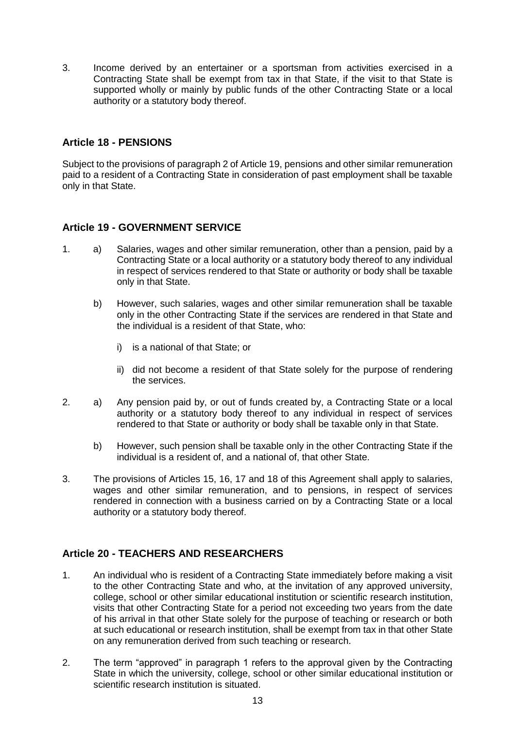3. Income derived by an entertainer or a sportsman from activities exercised in a Contracting State shall be exempt from tax in that State, if the visit to that State is supported wholly or mainly by public funds of the other Contracting State or a local authority or a statutory body thereof.

## Article 18 - PENSIONS

Subject to the provisions of paragraph 2 of Article 19, pensions and other similar remuneration paid to a resident of a Contracting State in consideration of past employment shall be taxable only in that State.

## Article 19 - GOVERNMENT SERVICE

1. a) Salaries, wages and other similar remuneration, other than a pension, paid by a Contracting State or a local authority or a statutory body thereof to any individual in respect of services rendered to that State or authority or body shall be taxable only in that State.

   b) However, such salaries, wages and other similar remuneration shall be taxable only in the other Contracting State if the services are rendered in that State and the individual is a resident of that State, who:

      i) is a national of that State; or

      ii) did not become a resident of that State solely for the purpose of rendering the services.

2. a) Any pension paid by, or out of funds created by, a Contracting State or a local authority or a statutory body thereof to any individual in respect of services rendered to that State or authority or body shall be taxable only in that State.

   b) However, such pension shall be taxable only in the other Contracting State if the individual is a resident of, and a national of, that other State.

3. The provisions of Articles 15, 16, 17 and 18 of this Agreement shall apply to salaries, wages and other similar remuneration, and to pensions, in respect of services rendered in connection with a business carried on by a Contracting State or a local authority or a statutory body thereof.

## Article 20 - TEACHERS AND RESEARCHERS

1. An individual who is resident of a Contracting State immediately before making a visit to the other Contracting State and who, at the invitation of any approved university, college, school or other similar educational institution or scientific research institution, visits that other Contracting State for a period not exceeding two years from the date of his arrival in that other State solely for the purpose of teaching or research or both at such educational or research institution, shall be exempt from tax in that other State on any remuneration derived from such teaching or research.

2. The term "approved" in paragraph 1 refers to the approval given by the Contracting State in which the university, college, school or other similar educational institution or scientific research institution is situated.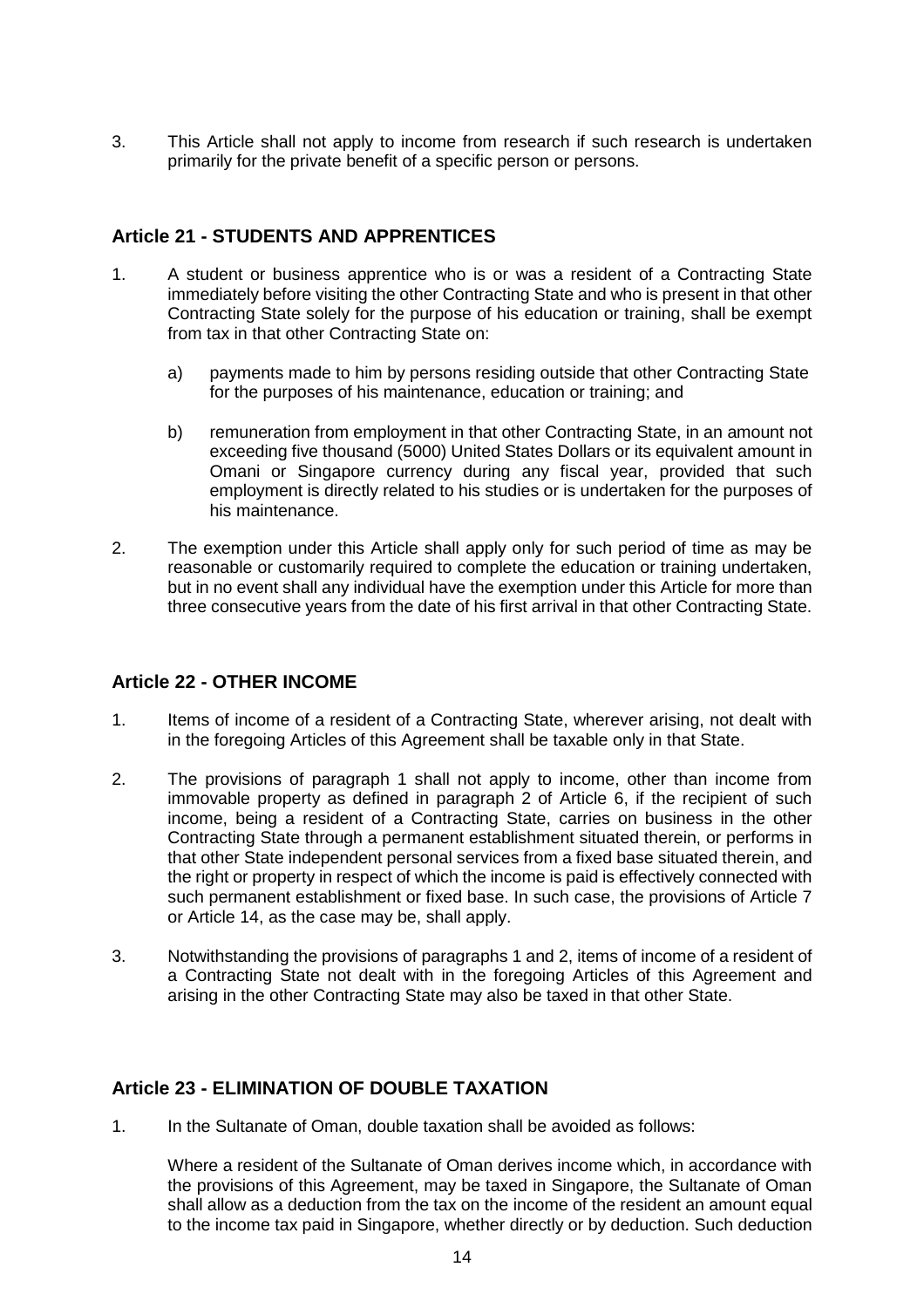3. This Article shall not apply to income from research if such research is undertaken primarily for the private benefit of a specific person or persons.

## Article 21 - STUDENTS AND APPRENTICES

1. A student or business apprentice who is or was a resident of a Contracting State immediately before visiting the other Contracting State and who is present in that other Contracting State solely for the purpose of his education or training, shall be exempt from tax in that other Contracting State on:

   a) payments made to him by persons residing outside that other Contracting State for the purposes of his maintenance, education or training; and

   b) remuneration from employment in that other Contracting State, in an amount not exceeding five thousand (5000) United States Dollars or its equivalent amount in Omani or Singapore currency during any fiscal year, provided that such employment is directly related to his studies or is undertaken for the purposes of his maintenance.

2. The exemption under this Article shall apply only for such period of time as may be reasonable or customarily required to complete the education or training undertaken, but in no event shall any individual have the exemption under this Article for more than three consecutive years from the date of his first arrival in that other Contracting State.

## Article 22 - OTHER INCOME

1. Items of income of a resident of a Contracting State, wherever arising, not dealt with in the foregoing Articles of this Agreement shall be taxable only in that State.

2. The provisions of paragraph 1 shall not apply to income, other than income from immovable property as defined in paragraph 2 of Article 6, if the recipient of such income, being a resident of a Contracting State, carries on business in the other Contracting State through a permanent establishment situated therein, or performs in that other State independent personal services from a fixed base situated therein, and the right or property in respect of which the income is paid is effectively connected with such permanent establishment or fixed base. In such case, the provisions of Article 7 or Article 14, as the case may be, shall apply.

3. Notwithstanding the provisions of paragraphs 1 and 2, items of income of a resident of a Contracting State not dealt with in the foregoing Articles of this Agreement and arising in the other Contracting State may also be taxed in that other State.

## Article 23 - ELIMINATION OF DOUBLE TAXATION

1. In the Sultanate of Oman, double taxation shall be avoided as follows:

   Where a resident of the Sultanate of Oman derives income which, in accordance with the provisions of this Agreement, may be taxed in Singapore, the Sultanate of Oman shall allow as a deduction from the tax on the income of the resident an amount equal to the income tax paid in Singapore, whether directly or by deduction. Such deduction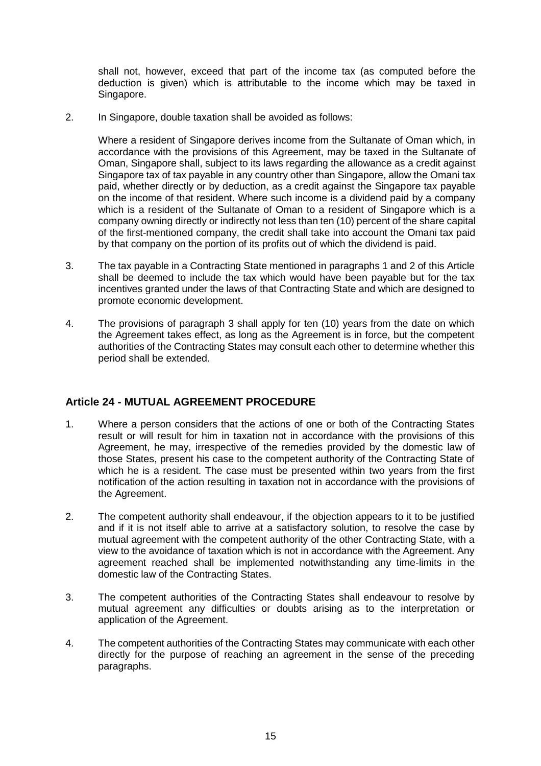shall not, however, exceed that part of the income tax (as computed before the deduction is given) which is attributable to the income which may be taxed in Singapore.

2. In Singapore, double taxation shall be avoided as follows:

   Where a resident of Singapore derives income from the Sultanate of Oman which, in accordance with the provisions of this Agreement, may be taxed in the Sultanate of Oman, Singapore shall, subject to its laws regarding the allowance as a credit against Singapore tax of tax payable in any country other than Singapore, allow the Omani tax paid, whether directly or by deduction, as a credit against the Singapore tax payable on the income of that resident. Where such income is a dividend paid by a company which is a resident of the Sultanate of Oman to a resident of Singapore which is a company owning directly or indirectly not less than ten (10) percent of the share capital of the first-mentioned company, the credit shall take into account the Omani tax paid by that company on the portion of its profits out of which the dividend is paid.

3. The tax payable in a Contracting State mentioned in paragraphs 1 and 2 of this Article shall be deemed to include the tax which would have been payable but for the tax incentives granted under the laws of that Contracting State and which are designed to promote economic development.

4. The provisions of paragraph 3 shall apply for ten (10) years from the date on which the Agreement takes effect, as long as the Agreement is in force, but the competent authorities of the Contracting States may consult each other to determine whether this period shall be extended.

## Article 24 - MUTUAL AGREEMENT PROCEDURE

1. Where a person considers that the actions of one or both of the Contracting States result or will result for him in taxation not in accordance with the provisions of this Agreement, he may, irrespective of the remedies provided by the domestic law of those States, present his case to the competent authority of the Contracting State of which he is a resident. The case must be presented within two years from the first notification of the action resulting in taxation not in accordance with the provisions of the Agreement.

2. The competent authority shall endeavour, if the objection appears to it to be justified and if it is not itself able to arrive at a satisfactory solution, to resolve the case by mutual agreement with the competent authority of the other Contracting State, with a view to the avoidance of taxation which is not in accordance with the Agreement. Any agreement reached shall be implemented notwithstanding any time-limits in the domestic law of the Contracting States.

3. The competent authorities of the Contracting States shall endeavour to resolve by mutual agreement any difficulties or doubts arising as to the interpretation or application of the Agreement.

4. The competent authorities of the Contracting States may communicate with each other directly for the purpose of reaching an agreement in the sense of the preceding paragraphs.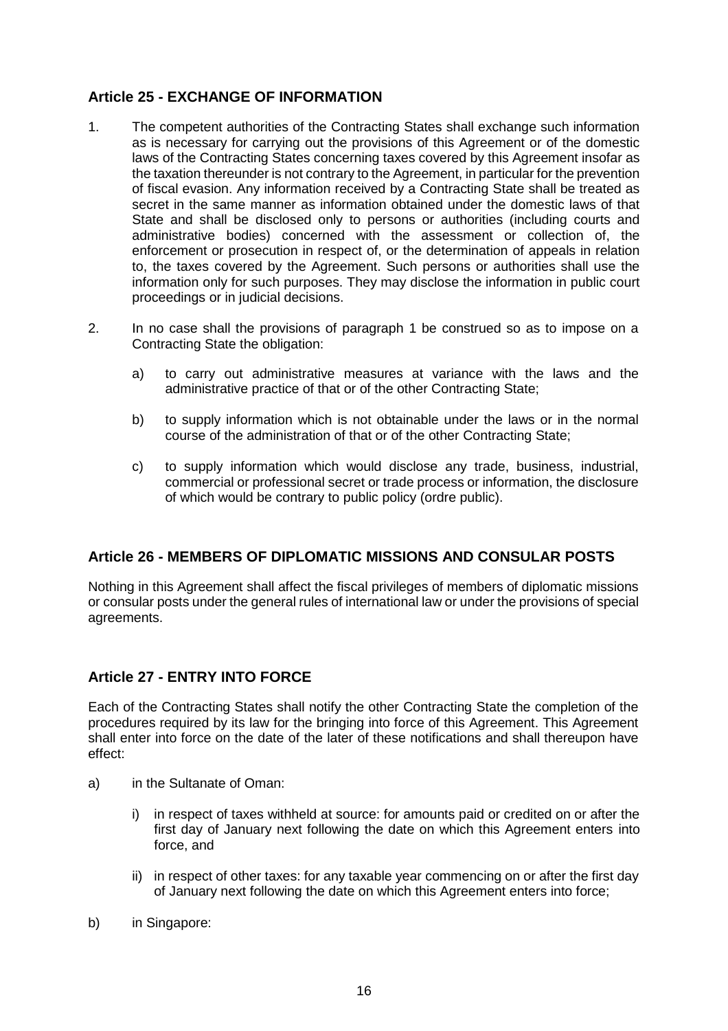## Article 25 - EXCHANGE OF INFORMATION

1. The competent authorities of the Contracting States shall exchange such information as is necessary for carrying out the provisions of this Agreement or of the domestic laws of the Contracting States concerning taxes covered by this Agreement insofar as the taxation thereunder is not contrary to the Agreement, in particular for the prevention of fiscal evasion. Any information received by a Contracting State shall be treated as secret in the same manner as information obtained under the domestic laws of that State and shall be disclosed only to persons or authorities (including courts and administrative bodies) concerned with the assessment or collection of, the enforcement or prosecution in respect of, or the determination of appeals in relation to, the taxes covered by the Agreement. Such persons or authorities shall use the information only for such purposes. They may disclose the information in public court proceedings or in judicial decisions.

2. In no case shall the provisions of paragraph 1 be construed so as to impose on a Contracting State the obligation:

   a) to carry out administrative measures at variance with the laws and the administrative practice of that or of the other Contracting State;

   b) to supply information which is not obtainable under the laws or in the normal course of the administration of that or of the other Contracting State;

   c) to supply information which would disclose any trade, business, industrial, commercial or professional secret or trade process or information, the disclosure of which would be contrary to public policy (ordre public).

## Article 26 - MEMBERS OF DIPLOMATIC MISSIONS AND CONSULAR POSTS

Nothing in this Agreement shall affect the fiscal privileges of members of diplomatic missions or consular posts under the general rules of international law or under the provisions of special agreements.

## Article 27 - ENTRY INTO FORCE

Each of the Contracting States shall notify the other Contracting State the completion of the procedures required by its law for the bringing into force of this Agreement. This Agreement shall enter into force on the date of the later of these notifications and shall thereupon have effect:

a) in the Sultanate of Oman:

   i) in respect of taxes withheld at source: for amounts paid or credited on or after the first day of January next following the date on which this Agreement enters into force, and

   ii) in respect of other taxes: for any taxable year commencing on or after the first day of January next following the date on which this Agreement enters into force;

b) in Singapore: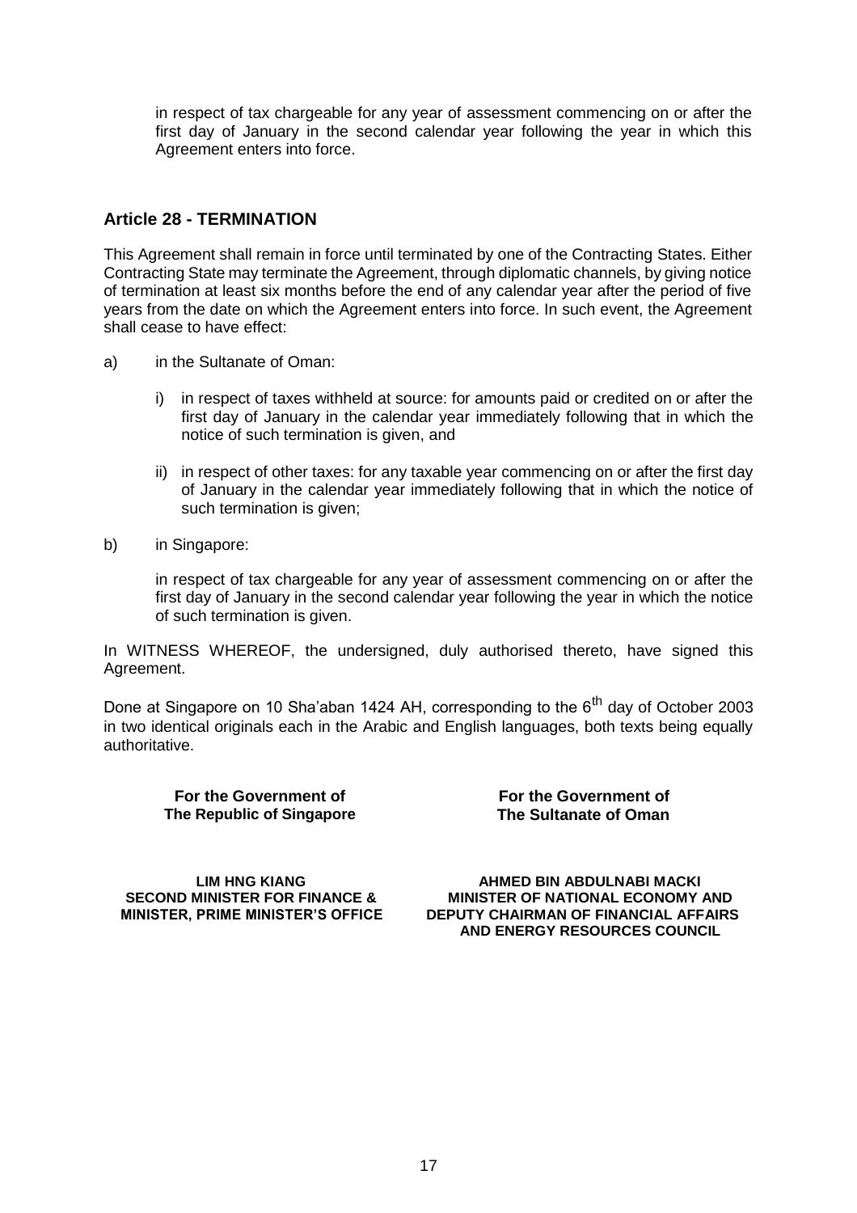in respect of tax chargeable for any year of assessment commencing on or after the first day of January in the second calendar year following the year in which this Agreement enters into force.

## Article 28 - TERMINATION

This Agreement shall remain in force until terminated by one of the Contracting States. Either Contracting State may terminate the Agreement, through diplomatic channels, by giving notice of termination at least six months before the end of any calendar year after the period of five years from the date on which the Agreement enters into force. In such event, the Agreement shall cease to have effect:

a) in the Sultanate of Oman:

   i) in respect of taxes withheld at source: for amounts paid or credited on or after the first day of January in the calendar year immediately following that in which the notice of such termination is given, and

   ii) in respect of other taxes: for any taxable year commencing on or after the first day of January in the calendar year immediately following that in which the notice of such termination is given;

b) in Singapore:

   in respect of tax chargeable for any year of assessment commencing on or after the first day of January in the second calendar year following the year in which the notice of such termination is given.

In WITNESS WHEREOF, the undersigned, duly authorised thereto, have signed this Agreement.

Done at Singapore on 10 Sha'aban 1424 AH, corresponding to the 6th day of October 2003 in two identical originals each in the Arabic and English languages, both texts being equally authoritative.

| **For the Government of The Republic of Singapore** | **For the Government of The Sultanate of Oman** |
|---|---|
| **LIM HNG KIANG** **SECOND MINISTER FOR FINANCE & MINISTER, PRIME MINISTER'S OFFICE** | **AHMED BIN ABDULNABI MACKI** **MINISTER OF NATIONAL ECONOMY AND DEPUTY CHAIRMAN OF FINANCIAL AFFAIRS AND ENERGY RESOURCES COUNCIL** |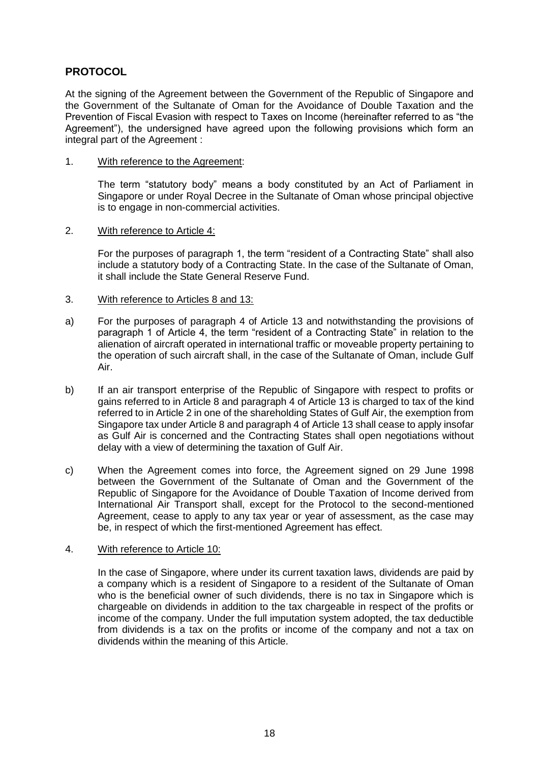## PROTOCOL

At the signing of the Agreement between the Government of the Republic of Singapore and the Government of the Sultanate of Oman for the Avoidance of Double Taxation and the Prevention of Fiscal Evasion with respect to Taxes on Income (hereinafter referred to as "the Agreement"), the undersigned have agreed upon the following provisions which form an integral part of the Agreement :

1. With reference to the Agreement:

   The term "statutory body" means a body constituted by an Act of Parliament in Singapore or under Royal Decree in the Sultanate of Oman whose principal objective is to engage in non-commercial activities.

2. With reference to Article 4:

   For the purposes of paragraph 1, the term "resident of a Contracting State" shall also include a statutory body of a Contracting State. In the case of the Sultanate of Oman, it shall include the State General Reserve Fund.

3. With reference to Articles 8 and 13:

a) For the purposes of paragraph 4 of Article 13 and notwithstanding the provisions of paragraph 1 of Article 4, the term "resident of a Contracting State" in relation to the alienation of aircraft operated in international traffic or moveable property pertaining to the operation of such aircraft shall, in the case of the Sultanate of Oman, include Gulf Air.

b) If an air transport enterprise of the Republic of Singapore with respect to profits or gains referred to in Article 8 and paragraph 4 of Article 13 is charged to tax of the kind referred to in Article 2 in one of the shareholding States of Gulf Air, the exemption from Singapore tax under Article 8 and paragraph 4 of Article 13 shall cease to apply insofar as Gulf Air is concerned and the Contracting States shall open negotiations without delay with a view of determining the taxation of Gulf Air.

c) When the Agreement comes into force, the Agreement signed on 29 June 1998 between the Government of the Sultanate of Oman and the Government of the Republic of Singapore for the Avoidance of Double Taxation of Income derived from International Air Transport shall, except for the Protocol to the second-mentioned Agreement, cease to apply to any tax year or year of assessment, as the case may be, in respect of which the first-mentioned Agreement has effect.

4. With reference to Article 10:

   In the case of Singapore, where under its current taxation laws, dividends are paid by a company which is a resident of Singapore to a resident of the Sultanate of Oman who is the beneficial owner of such dividends, there is no tax in Singapore which is chargeable on dividends in addition to the tax chargeable in respect of the profits or income of the company. Under the full imputation system adopted, the tax deductible from dividends is a tax on the profits or income of the company and not a tax on dividends within the meaning of this Article.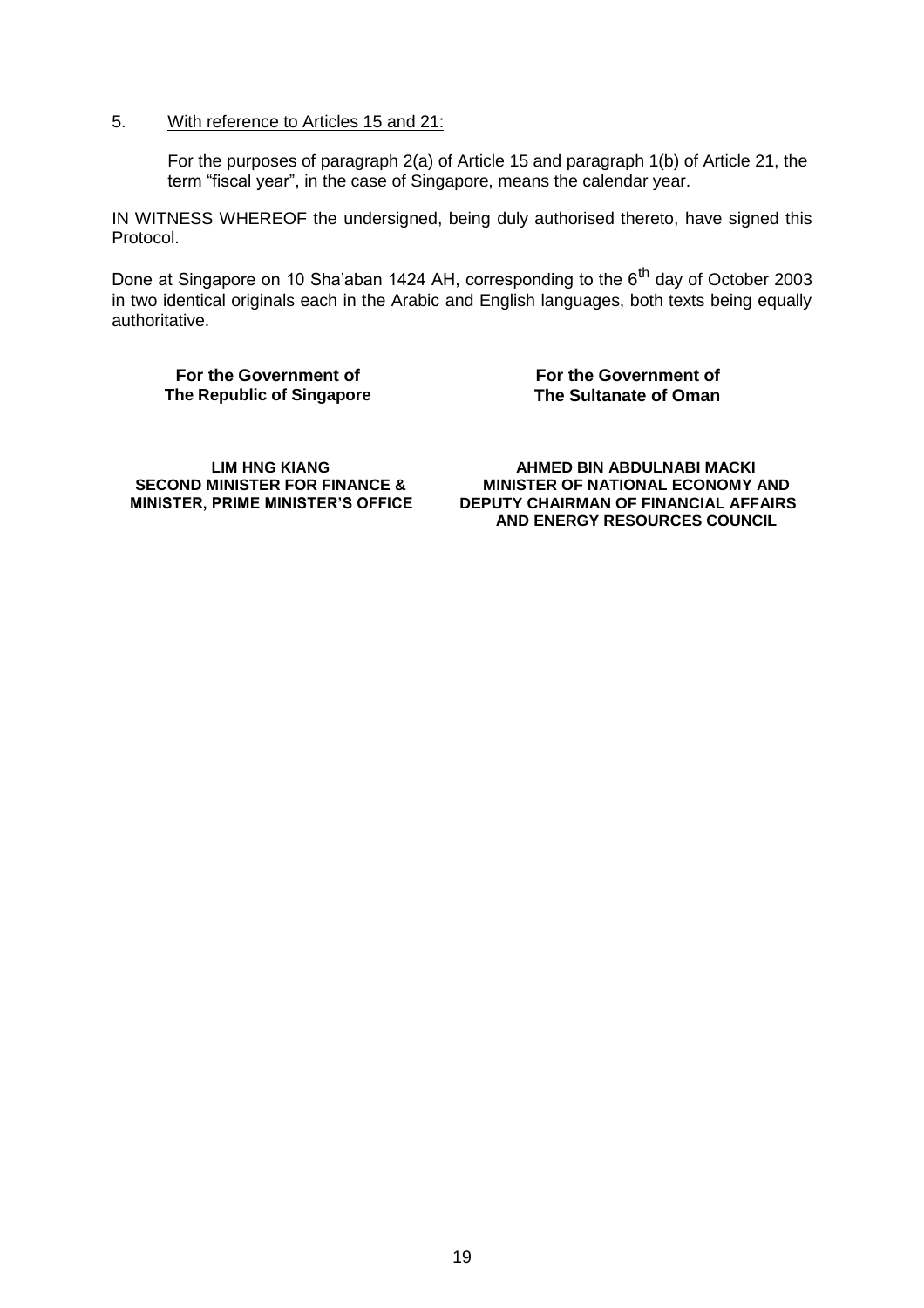5. <u>With reference to Articles 15 and 21:</u>

   For the purposes of paragraph 2(a) of Article 15 and paragraph 1(b) of Article 21, the term "fiscal year", in the case of Singapore, means the calendar year.

IN WITNESS WHEREOF the undersigned, being duly authorised thereto, have signed this Protocol.

Done at Singapore on 10 Sha'aban 1424 AH, corresponding to the 6th day of October 2003 in two identical originals each in the Arabic and English languages, both texts being equally authoritative.

| **For the Government of The Republic of Singapore** | **For the Government of The Sultanate of Oman** |
| --- | --- |
| **LIM HNG KIANG**<br>**SECOND MINISTER FOR FINANCE &**<br>**MINISTER, PRIME MINISTER'S OFFICE** | **AHMED BIN ABDULNABI MACKI**<br>**MINISTER OF NATIONAL ECONOMY AND**<br>**DEPUTY CHAIRMAN OF FINANCIAL AFFAIRS**<br>**AND ENERGY RESOURCES COUNCIL** |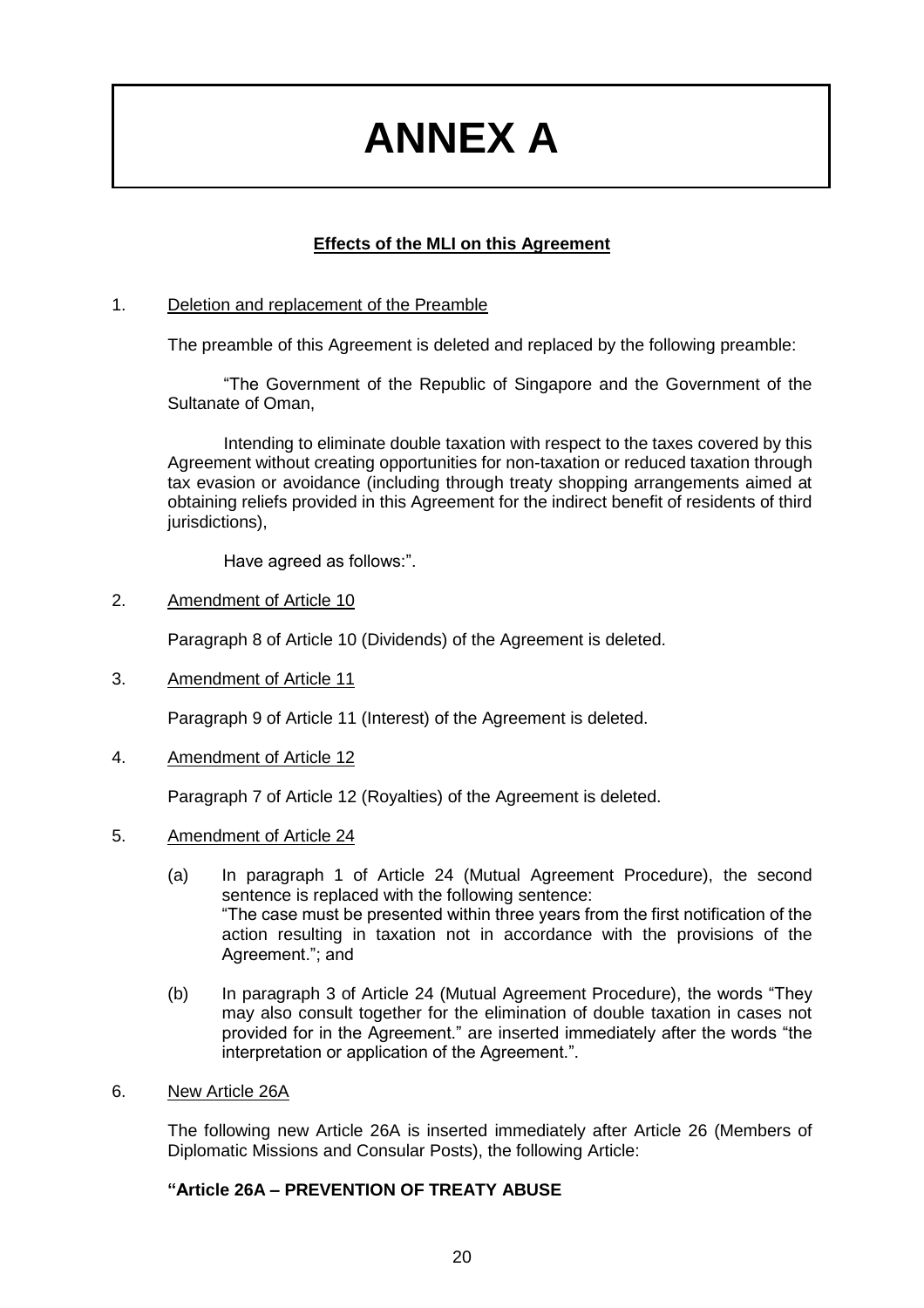# ANNEX A

**Effects of the MLI on this Agreement**

1. Deletion and replacement of the Preamble

   The preamble of this Agreement is deleted and replaced by the following preamble:

   "The Government of the Republic of Singapore and the Government of the Sultanate of Oman,

   Intending to eliminate double taxation with respect to the taxes covered by this Agreement without creating opportunities for non-taxation or reduced taxation through tax evasion or avoidance (including through treaty shopping arrangements aimed at obtaining reliefs provided in this Agreement for the indirect benefit of residents of third jurisdictions),

   Have agreed as follows:".

2. Amendment of Article 10

   Paragraph 8 of Article 10 (Dividends) of the Agreement is deleted.

3. Amendment of Article 11

   Paragraph 9 of Article 11 (Interest) of the Agreement is deleted.

4. Amendment of Article 12

   Paragraph 7 of Article 12 (Royalties) of the Agreement is deleted.

5. Amendment of Article 24

   (a) In paragraph 1 of Article 24 (Mutual Agreement Procedure), the second sentence is replaced with the following sentence:
   "The case must be presented within three years from the first notification of the action resulting in taxation not in accordance with the provisions of the Agreement."; and

   (b) In paragraph 3 of Article 24 (Mutual Agreement Procedure), the words "They may also consult together for the elimination of double taxation in cases not provided for in the Agreement." are inserted immediately after the words "the interpretation or application of the Agreement.".

6. New Article 26A

   The following new Article 26A is inserted immediately after Article 26 (Members of Diplomatic Missions and Consular Posts), the following Article:

   **"Article 26A – PREVENTION OF TREATY ABUSE**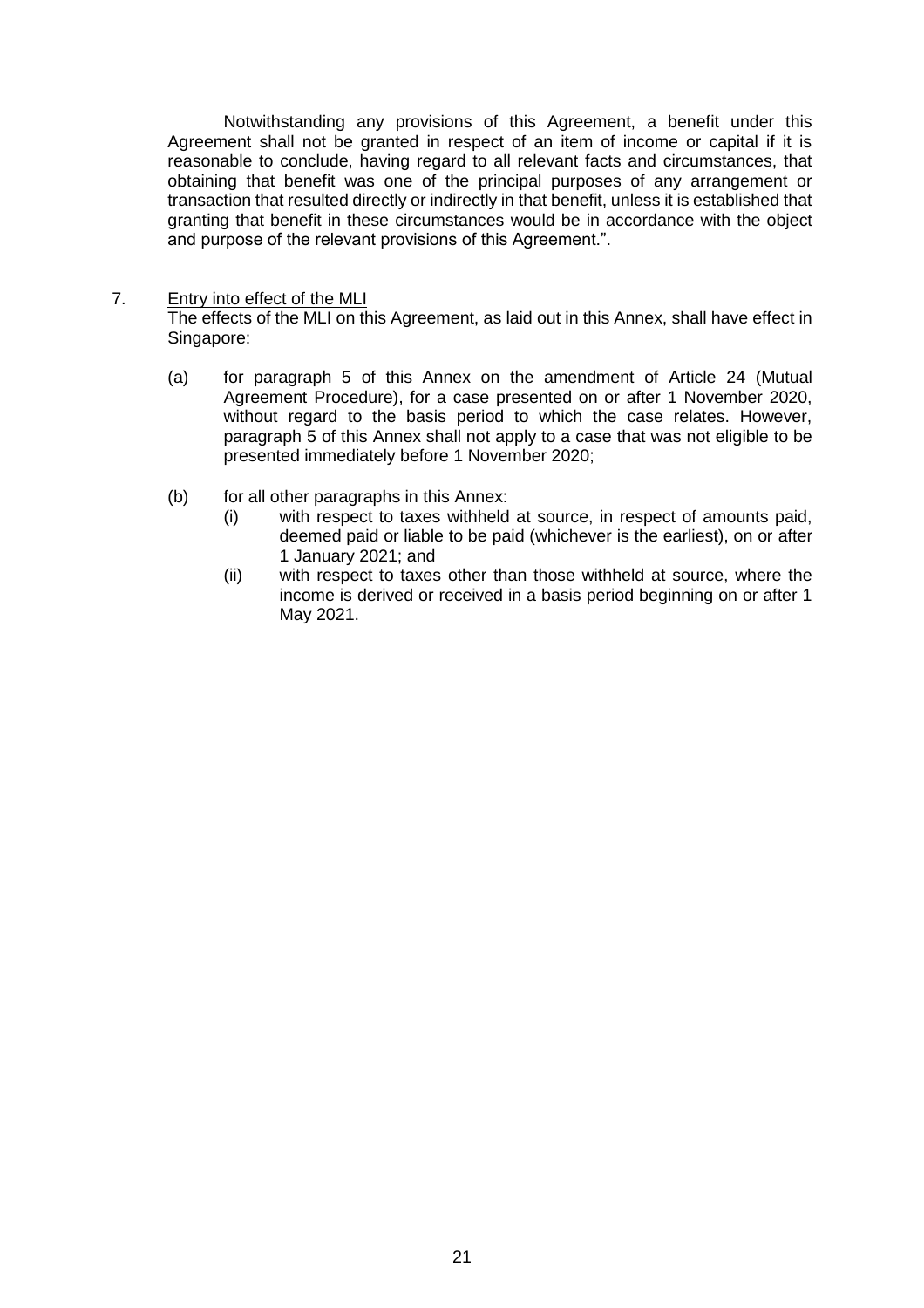Notwithstanding any provisions of this Agreement, a benefit under this Agreement shall not be granted in respect of an item of income or capital if it is reasonable to conclude, having regard to all relevant facts and circumstances, that obtaining that benefit was one of the principal purposes of any arrangement or transaction that resulted directly or indirectly in that benefit, unless it is established that granting that benefit in these circumstances would be in accordance with the object and purpose of the relevant provisions of this Agreement.".

7. Entry into effect of the MLI

The effects of the MLI on this Agreement, as laid out in this Annex, shall have effect in Singapore:

(a) for paragraph 5 of this Annex on the amendment of Article 24 (Mutual Agreement Procedure), for a case presented on or after 1 November 2020, without regard to the basis period to which the case relates. However, paragraph 5 of this Annex shall not apply to a case that was not eligible to be presented immediately before 1 November 2020;

(b) for all other paragraphs in this Annex:

(i) with respect to taxes withheld at source, in respect of amounts paid, deemed paid or liable to be paid (whichever is the earliest), on or after 1 January 2021; and

(ii) with respect to taxes other than those withheld at source, where the income is derived or received in a basis period beginning on or after 1 May 2021.